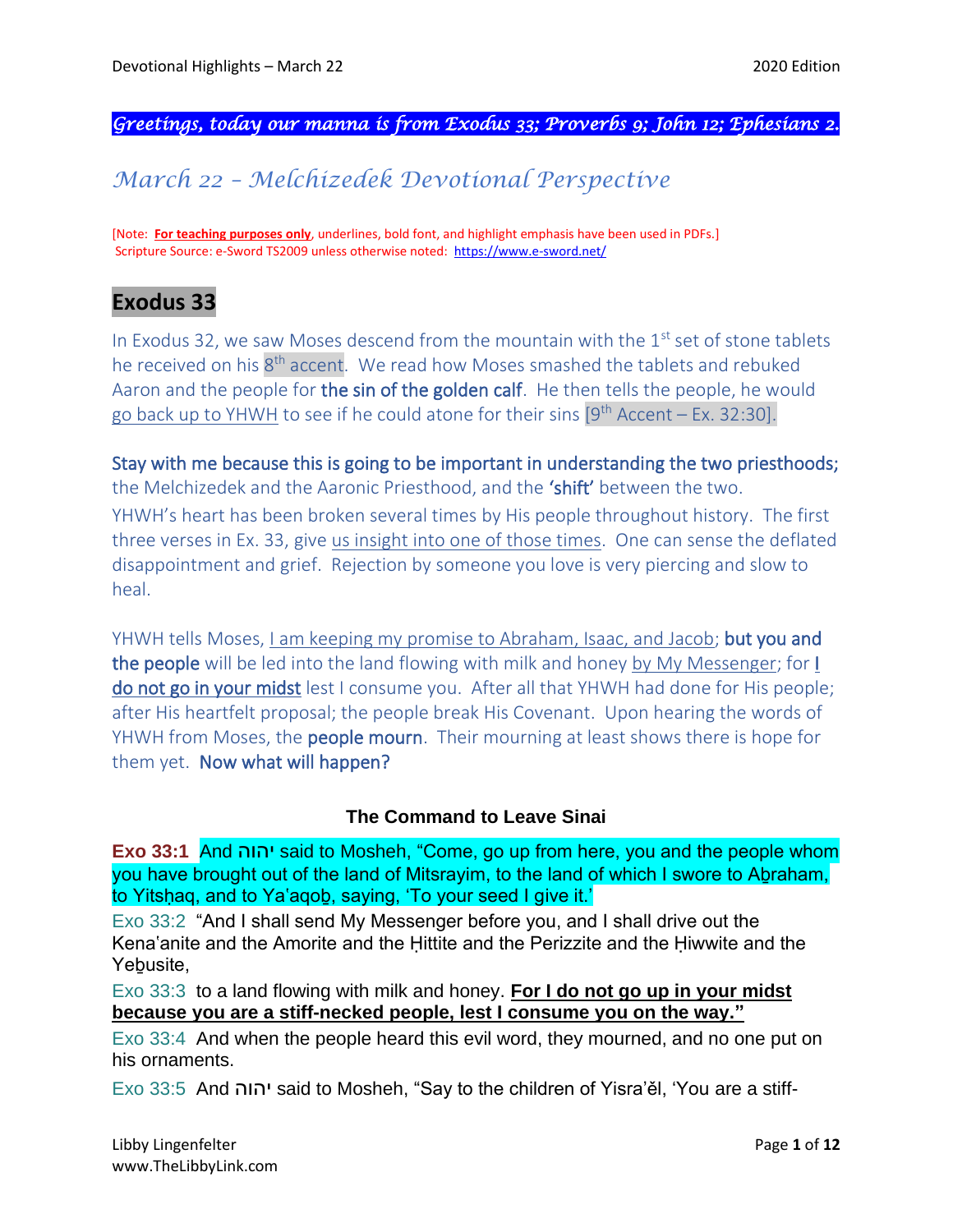*Greetings, today our manna is from Exodus 33; Proverbs 9; John 12; Ephesians 2.*

# *March 22 – Melchizedek Devotional Perspective*

[Note: **For teaching purposes only**, underlines, bold font, and highlight emphasis have been used in PDFs.]
Scripture Source: e-Sword TS2009 unless otherwise noted: https://www.e-sword.net/

## Exodus 33

In Exodus 32, we saw Moses descend from the mountain with the 1st set of stone tablets he received on his 8th accent. We read how Moses smashed the tablets and rebuked Aaron and the people for **the sin of the golden calf**. He then tells the people, he would go back up to YHWH to see if he could atone for their sins [9th Accent – Ex. 32:30].

**Stay with me because this is going to be important in understanding the two priesthoods;** the Melchizedek and the Aaronic Priesthood, and the **'shift'** between the two. YHWH's heart has been broken several times by His people throughout history. The first three verses in Ex. 33, give us insight into one of those times. One can sense the deflated disappointment and grief. Rejection by someone you love is very piercing and slow to heal.

YHWH tells Moses, I am keeping my promise to Abraham, Isaac, and Jacob; **but you and the people** will be led into the land flowing with milk and honey by My Messenger; for **I do not go in your midst** lest I consume you. After all that YHWH had done for His people; after His heartfelt proposal; the people break His Covenant. Upon hearing the words of YHWH from Moses, the **people mourn**. Their mourning at least shows there is hope for them yet. **Now what will happen?**

### The Command to Leave Sinai

**Exo 33:1** And יהוה said to Mosheh, "Come, go up from here, you and the people whom you have brought out of the land of Mitsrayim, to the land of which I swore to Aḇraham, to Yitsḥaq, and to Ya'aqoḇ, saying, 'To your seed I give it.'

Exo 33:2 "And I shall send My Messenger before you, and I shall drive out the Kena'anite and the Amorite and the Ḥittite and the Perizzite and the Ḥiwwite and the Yeḇusite,

Exo 33:3 to a land flowing with milk and honey. **For I do not go up in your midst because you are a stiff-necked people, lest I consume you on the way."**

Exo 33:4 And when the people heard this evil word, they mourned, and no one put on his ornaments.

Exo 33:5 And יהוה said to Mosheh, "Say to the children of Yisra'ěl, 'You are a stiff-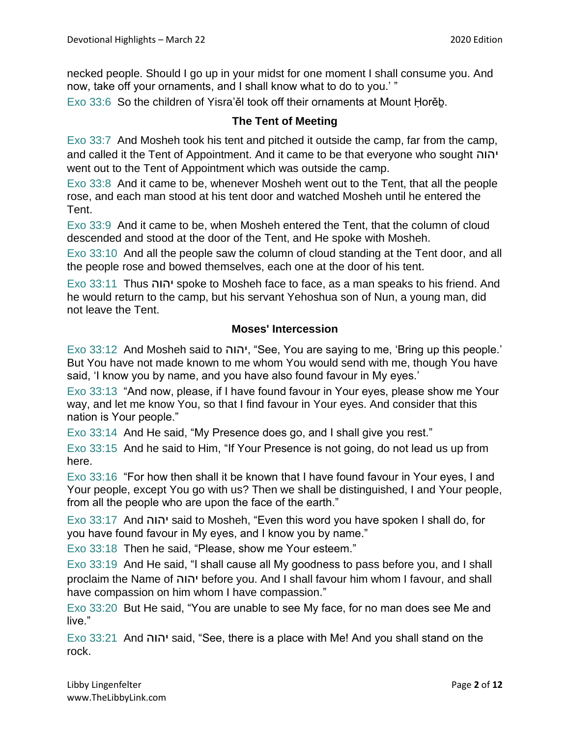necked people. Should I go up in your midst for one moment I shall consume you. And now, take off your ornaments, and I shall know what to do to you.' "

Exo 33:6 So the children of Yisra'ěl took off their ornaments at Mount Ḥorěḇ.

### The Tent of Meeting

Exo 33:7 And Mosheh took his tent and pitched it outside the camp, far from the camp, and called it the Tent of Appointment. And it came to be that everyone who sought יהוה went out to the Tent of Appointment which was outside the camp.

Exo 33:8 And it came to be, whenever Mosheh went out to the Tent, that all the people rose, and each man stood at his tent door and watched Mosheh until he entered the Tent.

Exo 33:9 And it came to be, when Mosheh entered the Tent, that the column of cloud descended and stood at the door of the Tent, and He spoke with Mosheh.

Exo 33:10 And all the people saw the column of cloud standing at the Tent door, and all the people rose and bowed themselves, each one at the door of his tent.

Exo 33:11 Thus יהוה spoke to Mosheh face to face, as a man speaks to his friend. And he would return to the camp, but his servant Yehoshua son of Nun, a young man, did not leave the Tent.

### Moses' Intercession

Exo 33:12 And Mosheh said to יהוה, "See, You are saying to me, 'Bring up this people.' But You have not made known to me whom You would send with me, though You have said, 'I know you by name, and you have also found favour in My eyes.'

Exo 33:13 "And now, please, if I have found favour in Your eyes, please show me Your way, and let me know You, so that I find favour in Your eyes. And consider that this nation is Your people."

Exo 33:14 And He said, "My Presence does go, and I shall give you rest."

Exo 33:15 And he said to Him, "If Your Presence is not going, do not lead us up from here.

Exo 33:16 "For how then shall it be known that I have found favour in Your eyes, I and Your people, except You go with us? Then we shall be distinguished, I and Your people, from all the people who are upon the face of the earth."

Exo 33:17 And יהוה said to Mosheh, "Even this word you have spoken I shall do, for you have found favour in My eyes, and I know you by name."

Exo 33:18 Then he said, "Please, show me Your esteem."

Exo 33:19 And He said, "I shall cause all My goodness to pass before you, and I shall proclaim the Name of יהוה before you. And I shall favour him whom I favour, and shall have compassion on him whom I have compassion."

Exo 33:20 But He said, "You are unable to see My face, for no man does see Me and live."

Exo 33:21 And יהוה said, "See, there is a place with Me! And you shall stand on the rock.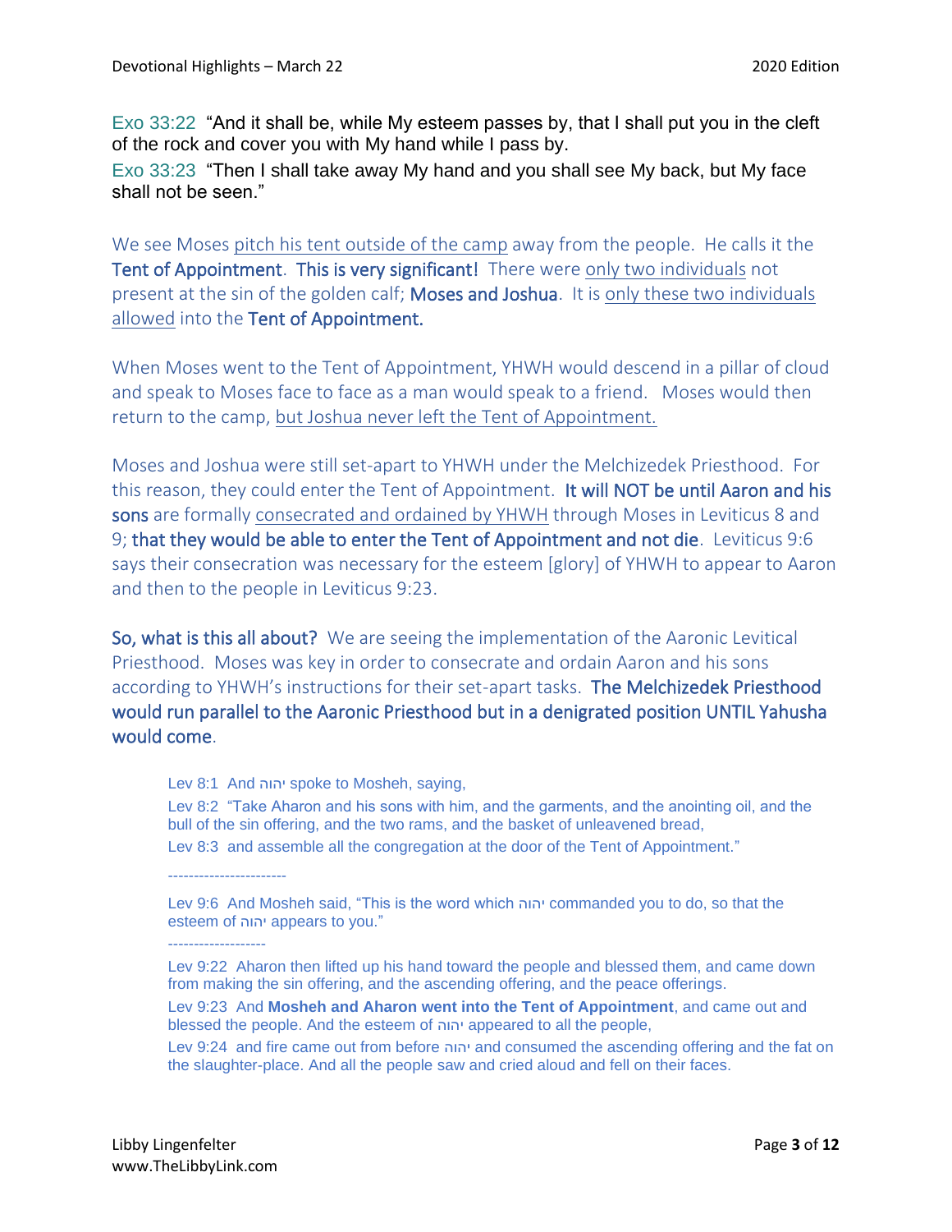Exo 33:22 "And it shall be, while My esteem passes by, that I shall put you in the cleft of the rock and cover you with My hand while I pass by.

Exo 33:23 "Then I shall take away My hand and you shall see My back, but My face shall not be seen."

We see Moses pitch his tent outside of the camp away from the people. He calls it the **Tent of Appointment**. **This is very significant!** There were only two individuals not present at the sin of the golden calf; **Moses and Joshua**. It is only these two individuals allowed into the **Tent of Appointment.**

When Moses went to the Tent of Appointment, YHWH would descend in a pillar of cloud and speak to Moses face to face as a man would speak to a friend. Moses would then return to the camp, but Joshua never left the Tent of Appointment.

Moses and Joshua were still set-apart to YHWH under the Melchizedek Priesthood. For this reason, they could enter the Tent of Appointment. **It will NOT be until Aaron and his sons** are formally consecrated and ordained by YHWH through Moses in Leviticus 8 and 9; **that they would be able to enter the Tent of Appointment and not die**. Leviticus 9:6 says their consecration was necessary for the esteem [glory] of YHWH to appear to Aaron and then to the people in Leviticus 9:23.

**So, what is this all about?** We are seeing the implementation of the Aaronic Levitical Priesthood. Moses was key in order to consecrate and ordain Aaron and his sons according to YHWH's instructions for their set-apart tasks. **The Melchizedek Priesthood would run parallel to the Aaronic Priesthood but in a denigrated position UNTIL Yahusha would come**.

> Lev 8:1 And יהוה spoke to Mosheh, saying,
>
> Lev 8:2 "Take Aharon and his sons with him, and the garments, and the anointing oil, and the bull of the sin offering, and the two rams, and the basket of unleavened bread,
>
> Lev 8:3 and assemble all the congregation at the door of the Tent of Appointment."
>
> -----------------------
>
> Lev 9:6 And Mosheh said, "This is the word which יהוה commanded you to do, so that the esteem of יהוה appears to you."
>
> -------------------
>
> Lev 9:22 Aharon then lifted up his hand toward the people and blessed them, and came down from making the sin offering, and the ascending offering, and the peace offerings.
>
> Lev 9:23 And **Mosheh and Aharon went into the Tent of Appointment**, and came out and blessed the people. And the esteem of יהוה appeared to all the people,
>
> Lev 9:24 and fire came out from before יהוה and consumed the ascending offering and the fat on the slaughter-place. And all the people saw and cried aloud and fell on their faces.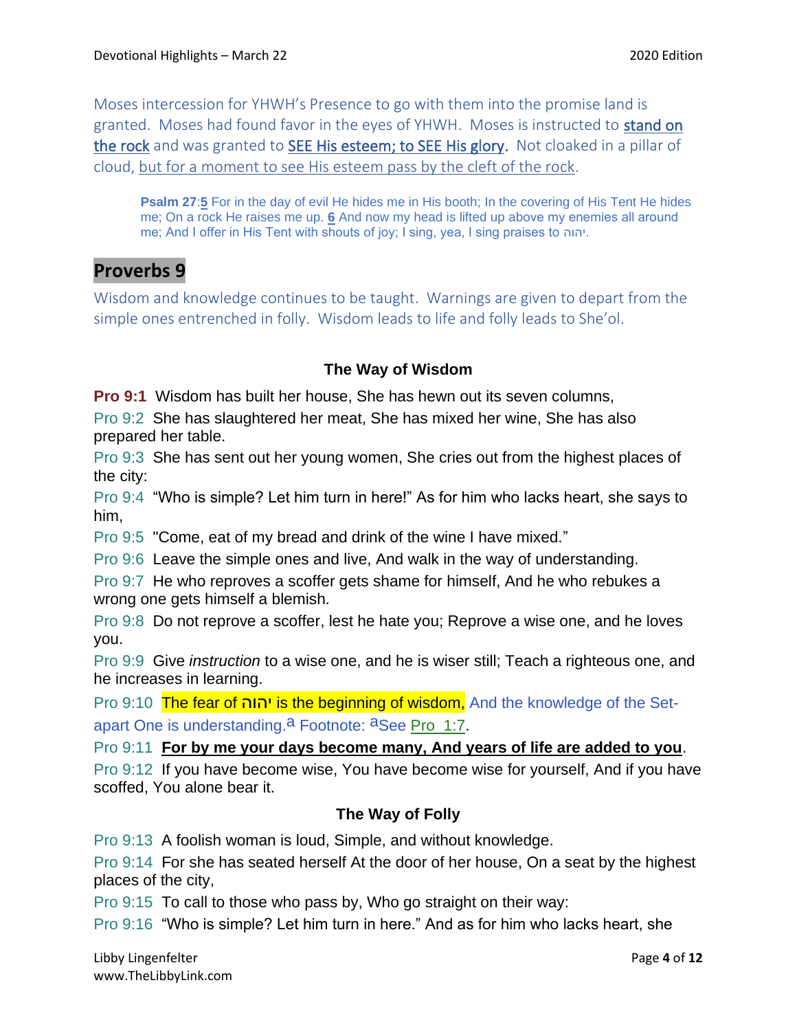Moses intercession for YHWH's Presence to go with them into the promise land is granted. Moses had found favor in the eyes of YHWH. Moses is instructed to <u>stand on the rock</u> and was granted to <u>SEE His esteem; to SEE His glory</u>. Not cloaked in a pillar of cloud, <u>but for a moment to see His esteem pass by the cleft of the rock</u>.

> **Psalm 27**:**5** For in the day of evil He hides me in His booth; In the covering of His Tent He hides me; On a rock He raises me up. **6** And now my head is lifted up above my enemies all around me; And I offer in His Tent with shouts of joy; I sing, yea, I sing praises to יהוה.

## Proverbs 9

Wisdom and knowledge continues to be taught. Warnings are given to depart from the simple ones entrenched in folly. Wisdom leads to life and folly leads to She'ol.

### The Way of Wisdom

**Pro 9:1** Wisdom has built her house, She has hewn out its seven columns,

Pro 9:2 She has slaughtered her meat, She has mixed her wine, She has also prepared her table.

Pro 9:3 She has sent out her young women, She cries out from the highest places of the city:

Pro 9:4 "Who is simple? Let him turn in here!" As for him who lacks heart, she says to him,

Pro 9:5 "Come, eat of my bread and drink of the wine I have mixed."

Pro 9:6 Leave the simple ones and live, And walk in the way of understanding.

Pro 9:7 He who reproves a scoffer gets shame for himself, And he who rebukes a wrong one gets himself a blemish.

Pro 9:8 Do not reprove a scoffer, lest he hate you; Reprove a wise one, and he loves you.

Pro 9:9 Give *instruction* to a wise one, and he is wiser still; Teach a righteous one, and he increases in learning.

Pro 9:10 The fear of **יהוה** is the beginning of wisdom, And the knowledge of the Set-apart One is understanding.[a] Footnote: [a]See Pro 1:7.

Pro 9:11 **<u>For by me your days become many, And years of life are added to you</u>**.

Pro 9:12 If you have become wise, You have become wise for yourself, And if you have scoffed, You alone bear it.

### The Way of Folly

Pro 9:13 A foolish woman is loud, Simple, and without knowledge.

Pro 9:14 For she has seated herself At the door of her house, On a seat by the highest places of the city,

Pro 9:15 To call to those who pass by, Who go straight on their way:

Pro 9:16 "Who is simple? Let him turn in here." And as for him who lacks heart, she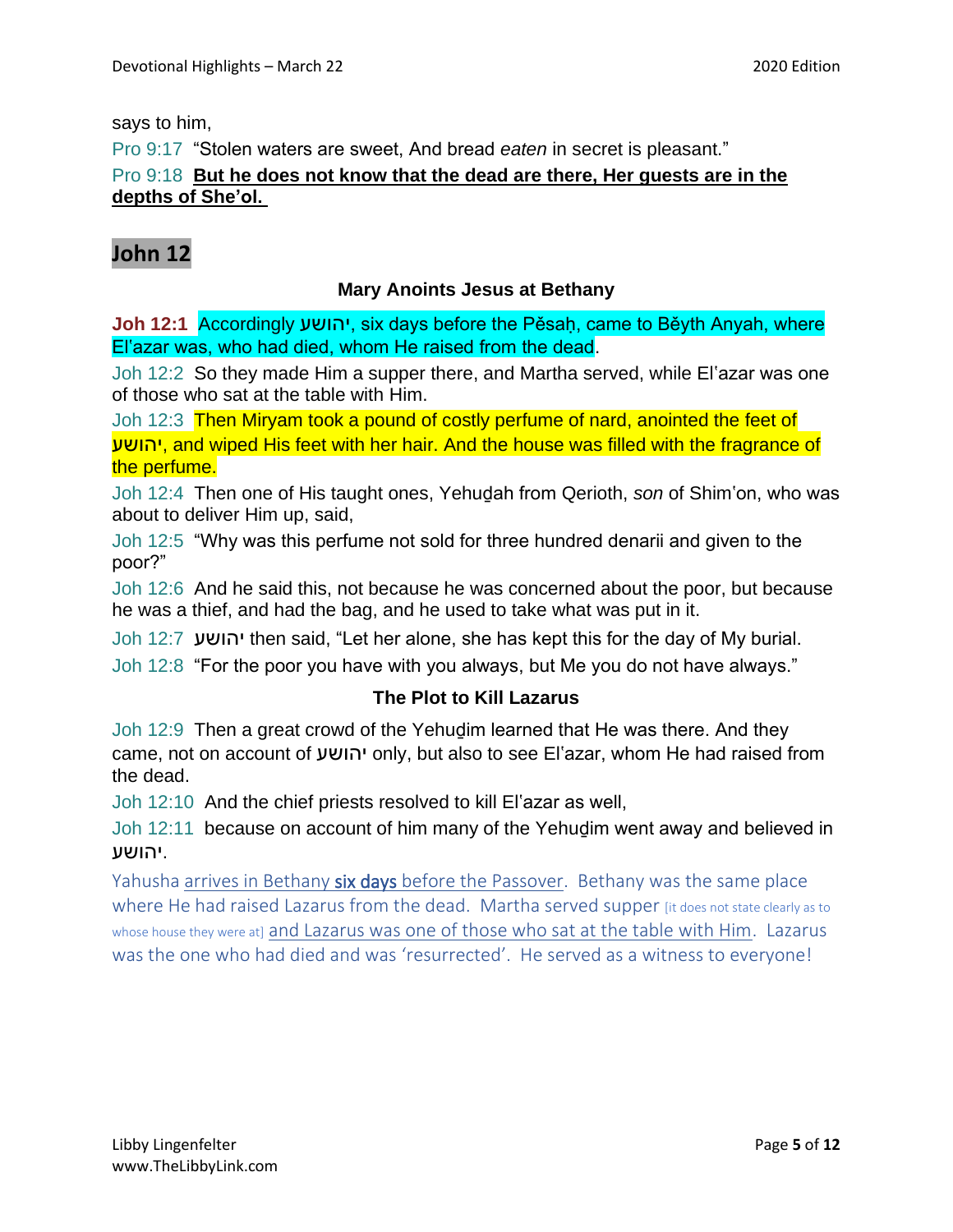says to him,

Pro 9:17 “Stolen waters are sweet, And bread *eaten* in secret is pleasant.”

Pro 9:18 **But he does not know that the dead are there, Her guests are in the depths of She’ol.**

## John 12

### Mary Anoints Jesus at Bethany

**Joh 12:1** Accordingly יהושע, six days before the Pěsaḥ, came to Běyth Anyah, where El‛azar was, who had died, whom He raised from the dead.

Joh 12:2 So they made Him a supper there, and Martha served, while El‛azar was one of those who sat at the table with Him.

Joh 12:3 Then Miryam took a pound of costly perfume of nard, anointed the feet of יהושע, and wiped His feet with her hair. And the house was filled with the fragrance of the perfume.

Joh 12:4 Then one of His taught ones, Yehuḏah from Qerioth, *son* of Shim‛on, who was about to deliver Him up, said,

Joh 12:5 “Why was this perfume not sold for three hundred denarii and given to the poor?”

Joh 12:6 And he said this, not because he was concerned about the poor, but because he was a thief, and had the bag, and he used to take what was put in it.

Joh 12:7 יהושע then said, “Let her alone, she has kept this for the day of My burial.

Joh 12:8 “For the poor you have with you always, but Me you do not have always.”

### The Plot to Kill Lazarus

Joh 12:9 Then a great crowd of the Yehuḏim learned that He was there. And they came, not on account of יהושע only, but also to see El‛azar, whom He had raised from the dead.

Joh 12:10 And the chief priests resolved to kill El‛azar as well,

Joh 12:11 because on account of him many of the Yehuḏim went away and believed in יהושע.

Yahusha arrives in Bethany **six days** before the Passover. Bethany was the same place where He had raised Lazarus from the dead. Martha served supper [it does not state clearly as to whose house they were at] and Lazarus was one of those who sat at the table with Him. Lazarus was the one who had died and was ‘resurrected’. He served as a witness to everyone!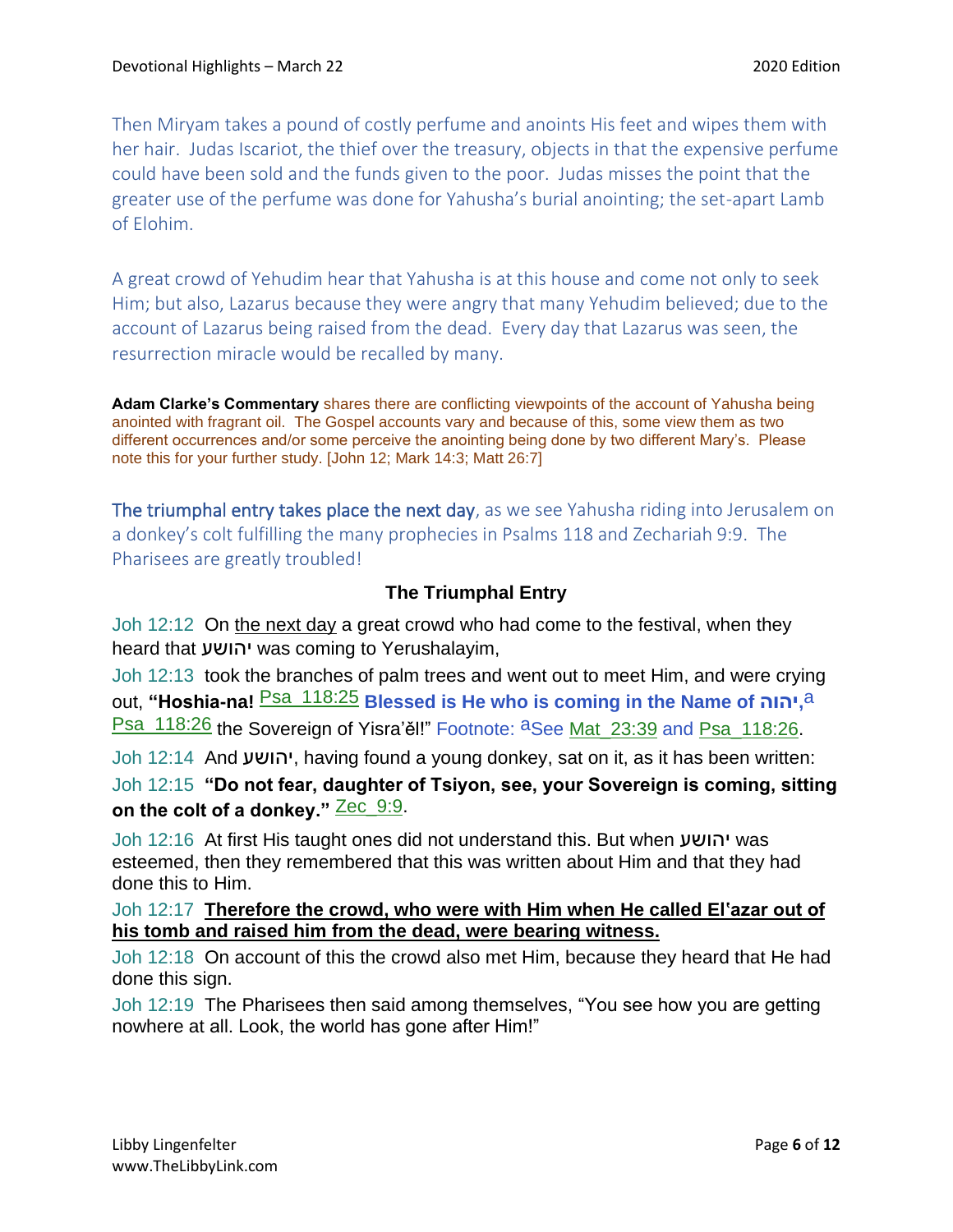Then Miryam takes a pound of costly perfume and anoints His feet and wipes them with her hair. Judas Iscariot, the thief over the treasury, objects in that the expensive perfume could have been sold and the funds given to the poor. Judas misses the point that the greater use of the perfume was done for Yahusha's burial anointing; the set-apart Lamb of Elohim.

A great crowd of Yehudim hear that Yahusha is at this house and come not only to seek Him; but also, Lazarus because they were angry that many Yehudim believed; due to the account of Lazarus being raised from the dead. Every day that Lazarus was seen, the resurrection miracle would be recalled by many.

**Adam Clarke's Commentary** shares there are conflicting viewpoints of the account of Yahusha being anointed with fragrant oil. The Gospel accounts vary and because of this, some view them as two different occurrences and/or some perceive the anointing being done by two different Mary's. Please note this for your further study. [John 12; Mark 14:3; Matt 26:7]

The triumphal entry takes place the next day, as we see Yahusha riding into Jerusalem on a donkey's colt fulfilling the many prophecies in Psalms 118 and Zechariah 9:9. The Pharisees are greatly troubled!

### The Triumphal Entry

Joh 12:12 On the next day a great crowd who had come to the festival, when they heard that יהושע was coming to Yerushalayim,

Joh 12:13 took the branches of palm trees and went out to meet Him, and were crying out, **"Hoshia-na!** Psa_118:25 **Blessed is He who is coming in the Name of יהוה,**[a] Psa_118:26 the Sovereign of Yisra'ěl!" Footnote: [a]See Mat_23:39 and Psa_118:26.

Joh 12:14 And יהושע, having found a young donkey, sat on it, as it has been written:

Joh 12:15 **"Do not fear, daughter of Tsiyon, see, your Sovereign is coming, sitting on the colt of a donkey."** Zec_9:9.

Joh 12:16 At first His taught ones did not understand this. But when יהושע was esteemed, then they remembered that this was written about Him and that they had done this to Him.

Joh 12:17 **Therefore the crowd, who were with Him when He called El'azar out of his tomb and raised him from the dead, were bearing witness.**

Joh 12:18 On account of this the crowd also met Him, because they heard that He had done this sign.

Joh 12:19 The Pharisees then said among themselves, "You see how you are getting nowhere at all. Look, the world has gone after Him!"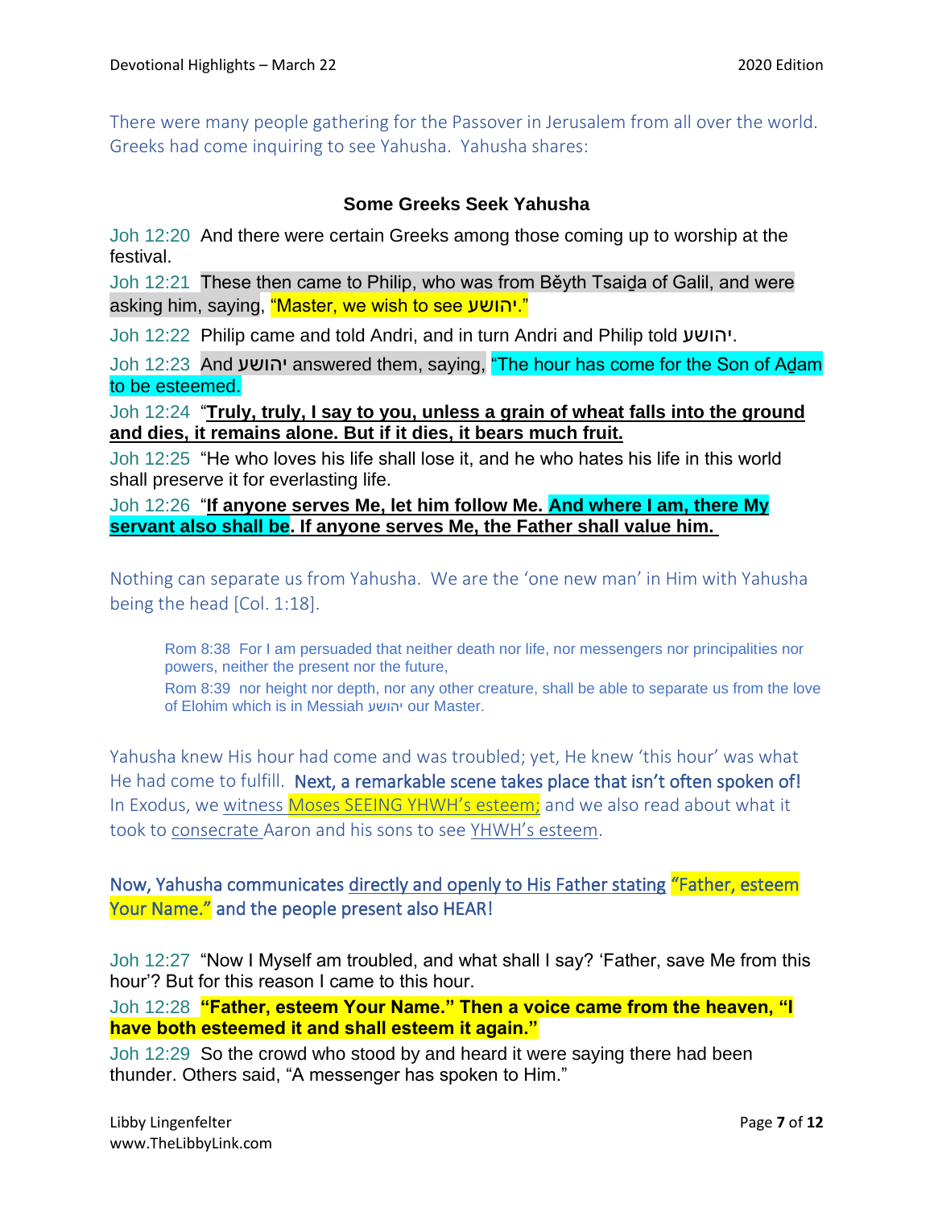There were many people gathering for the Passover in Jerusalem from all over the world. Greeks had come inquiring to see Yahusha. Yahusha shares:

**Some Greeks Seek Yahusha**

Joh 12:20 And there were certain Greeks among those coming up to worship at the festival.

Joh 12:21 These then came to Philip, who was from Běyth Tsaiḏa of Galil, and were asking him, saying, "Master, we wish to see יהושע."

Joh 12:22 Philip came and told Andri, and in turn Andri and Philip told יהושע.

Joh 12:23 And יהושע answered them, saying, "The hour has come for the Son of Aḏam to be esteemed.

Joh 12:24 "**Truly, truly, I say to you, unless a grain of wheat falls into the ground and dies, it remains alone. But if it dies, it bears much fruit.**

Joh 12:25 "He who loves his life shall lose it, and he who hates his life in this world shall preserve it for everlasting life.

Joh 12:26 "**If anyone serves Me, let him follow Me. And where I am, there My servant also shall be. If anyone serves Me, the Father shall value him.**

Nothing can separate us from Yahusha. We are the 'one new man' in Him with Yahusha being the head [Col. 1:18].

> Rom 8:38 For I am persuaded that neither death nor life, nor messengers nor principalities nor powers, neither the present nor the future,
>
> Rom 8:39 nor height nor depth, nor any other creature, shall be able to separate us from the love of Elohim which is in Messiah יהושע our Master.

Yahusha knew His hour had come and was troubled; yet, He knew 'this hour' was what He had come to fulfill. Next, a remarkable scene takes place that isn't often spoken of! In Exodus, we witness Moses SEEING YHWH's esteem; and we also read about what it took to consecrate Aaron and his sons to see YHWH's esteem.

Now, Yahusha communicates directly and openly to His Father stating "Father, esteem Your Name." and the people present also HEAR!

Joh 12:27 "Now I Myself am troubled, and what shall I say? 'Father, save Me from this hour'? But for this reason I came to this hour.

Joh 12:28 **"Father, esteem Your Name." Then a voice came from the heaven, "I have both esteemed it and shall esteem it again."**

Joh 12:29 So the crowd who stood by and heard it were saying there had been thunder. Others said, "A messenger has spoken to Him."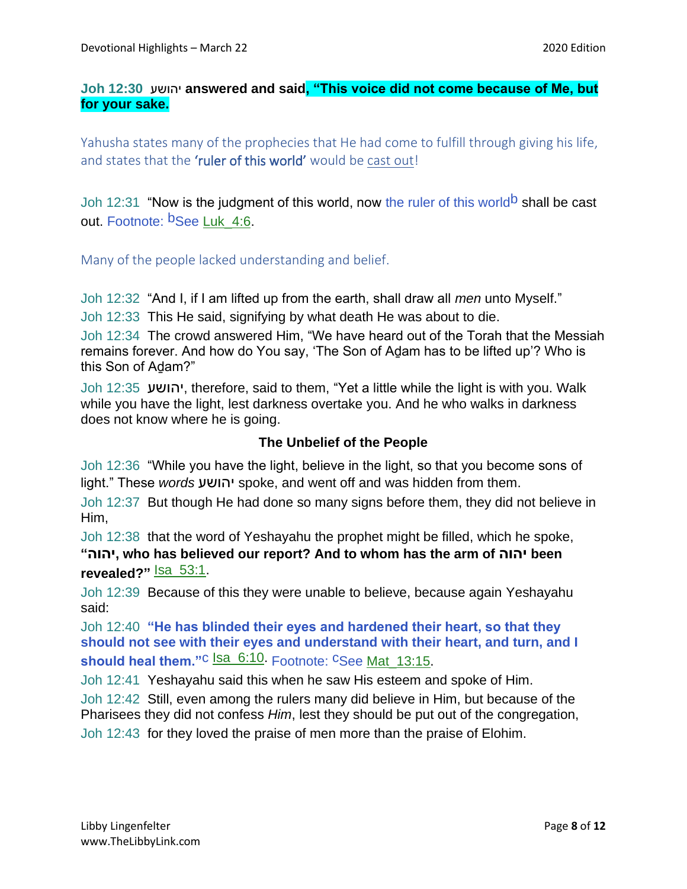**Joh 12:30 יהושע answered and said, “This voice did not come because of Me, but for your sake.**

Yahusha states many of the prophecies that He had come to fulfill through giving his life, and states that the **‘ruler of this world’** would be cast out!

Joh 12:31 “Now is the judgment of this world, now the ruler of this world[b] shall be cast out. Footnote: [b]See Luk_4:6.

Many of the people lacked understanding and belief.

Joh 12:32 “And I, if I am lifted up from the earth, shall draw all *men* unto Myself.”

Joh 12:33 This He said, signifying by what death He was about to die.

Joh 12:34 The crowd answered Him, “We have heard out of the Torah that the Messiah remains forever. And how do You say, ‘The Son of Aḏam has to be lifted up’? Who is this Son of Aḏam?”

Joh 12:35 **יהושע**, therefore, said to them, “Yet a little while the light is with you. Walk while you have the light, lest darkness overtake you. And he who walks in darkness does not know where he is going.

### The Unbelief of the People

Joh 12:36 “While you have the light, believe in the light, so that you become sons of light.” These *words* **יהושע** spoke, and went off and was hidden from them.

Joh 12:37 But though He had done so many signs before them, they did not believe in Him,

Joh 12:38 that the word of Yeshayahu the prophet might be filled, which he spoke, **“יהוה, who has believed our report? And to whom has the arm of יהוה been revealed?”** Isa_53:1.

Joh 12:39 Because of this they were unable to believe, because again Yeshayahu said:

Joh 12:40 **“He has blinded their eyes and hardened their heart, so that they should not see with their eyes and understand with their heart, and turn, and I should heal them.”**[c] Isa_6:10. Footnote: [c]See Mat_13:15.

Joh 12:41 Yeshayahu said this when he saw His esteem and spoke of Him.

Joh 12:42 Still, even among the rulers many did believe in Him, but because of the Pharisees they did not confess *Him*, lest they should be put out of the congregation,

Joh 12:43 for they loved the praise of men more than the praise of Elohim.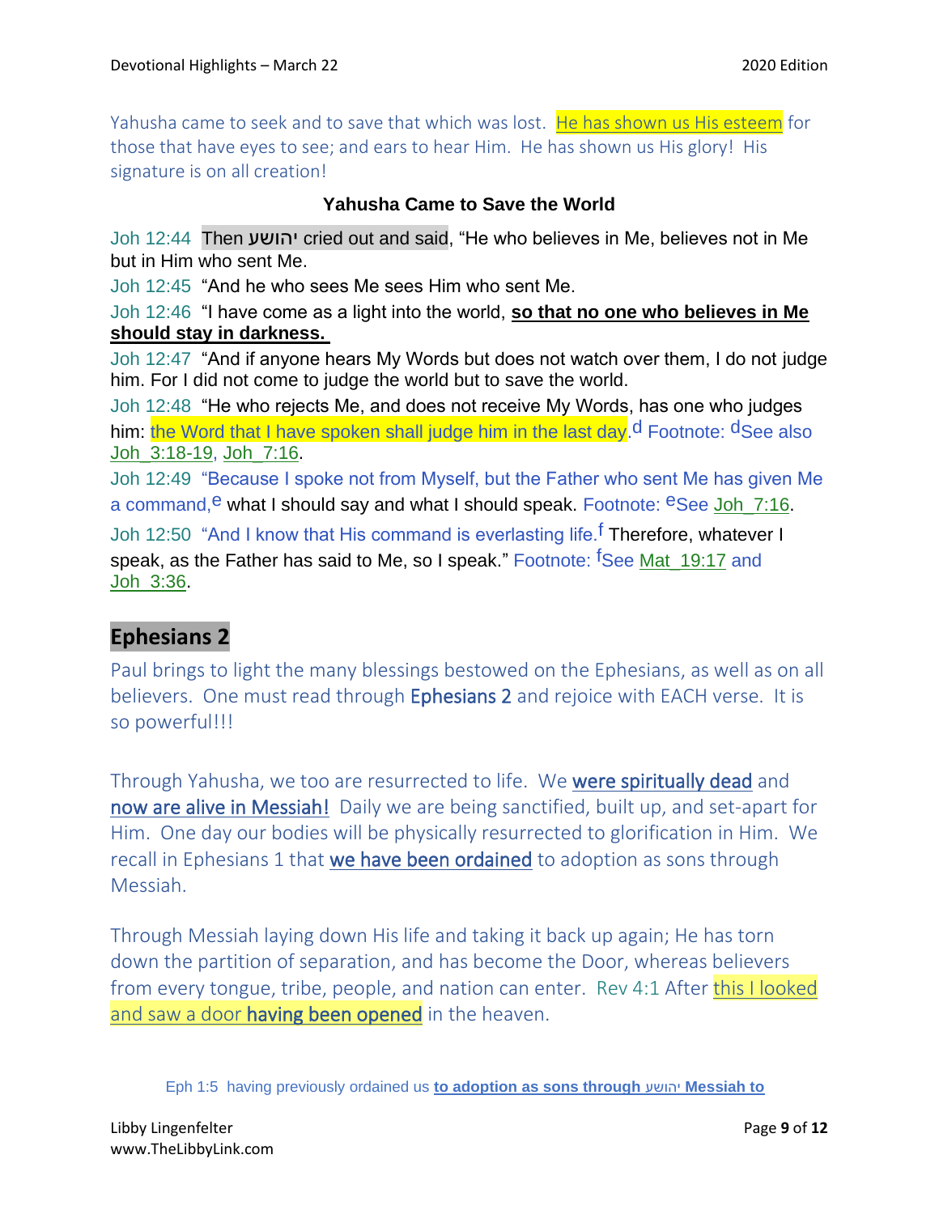Yahusha came to seek and to save that which was lost. He has shown us His esteem for those that have eyes to see; and ears to hear Him. He has shown us His glory! His signature is on all creation!

**Yahusha Came to Save the World**

Joh 12:44 Then יהושע cried out and said, "He who believes in Me, believes not in Me but in Him who sent Me.

Joh 12:45 "And he who sees Me sees Him who sent Me.

Joh 12:46 "I have come as a light into the world, **so that no one who believes in Me should stay in darkness.**

Joh 12:47 "And if anyone hears My Words but does not watch over them, I do not judge him. For I did not come to judge the world but to save the world.

Joh 12:48 "He who rejects Me, and does not receive My Words, has one who judges him: the Word that I have spoken shall judge him in the last day.[d] Footnote: [d]See also Joh_3:18-19, Joh_7:16.

Joh 12:49 "Because I spoke not from Myself, but the Father who sent Me has given Me a command,[e] what I should say and what I should speak. Footnote: [e]See Joh_7:16.

Joh 12:50 "And I know that His command is everlasting life.[f] Therefore, whatever I speak, as the Father has said to Me, so I speak." Footnote: [f]See Mat_19:17 and Joh_3:36.

## Ephesians 2

Paul brings to light the many blessings bestowed on the Ephesians, as well as on all believers. One must read through Ephesians 2 and rejoice with EACH verse. It is so powerful!!!

Through Yahusha, we too are resurrected to life. We were spiritually dead and now are alive in Messiah! Daily we are being sanctified, built up, and set-apart for Him. One day our bodies will be physically resurrected to glorification in Him. We recall in Ephesians 1 that we have been ordained to adoption as sons through Messiah.

Through Messiah laying down His life and taking it back up again; He has torn down the partition of separation, and has become the Door, whereas believers from every tongue, tribe, people, and nation can enter. Rev 4:1 After this I looked and saw a door **having been opened** in the heaven.

Eph 1:5 having previously ordained us **to adoption as sons through יהושע Messiah to**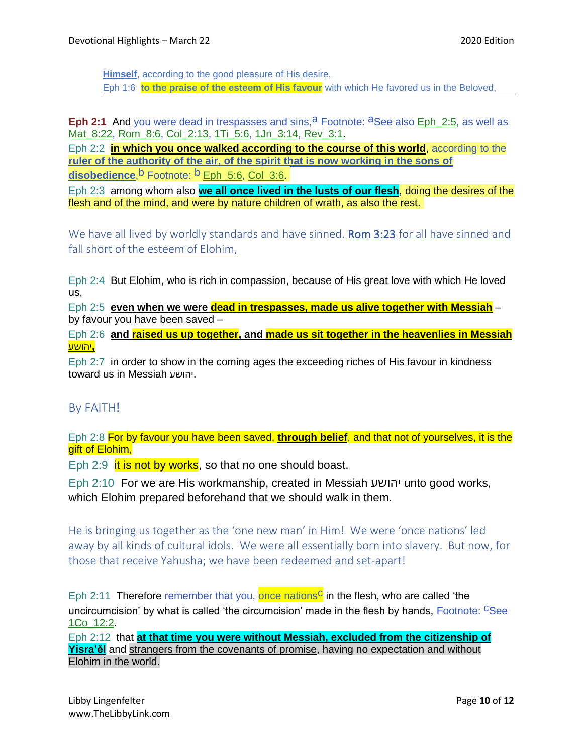**Himself**, according to the good pleasure of His desire,

Eph 1:6 **to the praise of the esteem of His favour** with which He favored us in the Beloved,

---

**Eph 2:1** And you were dead in trespasses and sins,[a] Footnote: [a]See also Eph 2:5, as well as Mat 8:22, Rom 8:6, Col 2:13, 1Ti 5:6, 1Jn 3:14, Rev 3:1.

Eph 2:2 **in which you once walked according to the course of this world**, according to the **ruler of the authority of the air, of the spirit that is now working in the sons of disobedience**,[b] Footnote: [b] Eph 5:6, Col 3:6.

Eph 2:3 among whom also **we all once lived in the lusts of our flesh**, doing the desires of the flesh and of the mind, and were by nature children of wrath, as also the rest.

We have all lived by worldly standards and have sinned. Rom 3:23 for all have sinned and fall short of the esteem of Elohim,

Eph 2:4 But Elohim, who is rich in compassion, because of His great love with which He loved us,

Eph 2:5 **even when we were dead in trespasses, made us alive together with Messiah** – by favour you have been saved –

Eph 2:6 **and raised us up together, and made us sit together in the heavenlies in Messiah יהושע,**

Eph 2:7 in order to show in the coming ages the exceeding riches of His favour in kindness toward us in Messiah יהושע.

By FAITH!

Eph 2:8 For by favour you have been saved, **through belief**, and that not of yourselves, it is the gift of Elohim,

Eph 2:9 it is not by works, so that no one should boast.

Eph 2:10 For we are His workmanship, created in Messiah יהושע unto good works, which Elohim prepared beforehand that we should walk in them.

He is bringing us together as the 'one new man' in Him! We were 'once nations' led away by all kinds of cultural idols. We were all essentially born into slavery. But now, for those that receive Yahusha; we have been redeemed and set-apart!

Eph 2:11 Therefore remember that you, once nations[c] in the flesh, who are called 'the uncircumcision' by what is called 'the circumcision' made in the flesh by hands, Footnote: [c]See 1Co 12:2.

Eph 2:12 that **at that time you were without Messiah, excluded from the citizenship of Yisra'ĕl** and strangers from the covenants of promise, having no expectation and without Elohim in the world.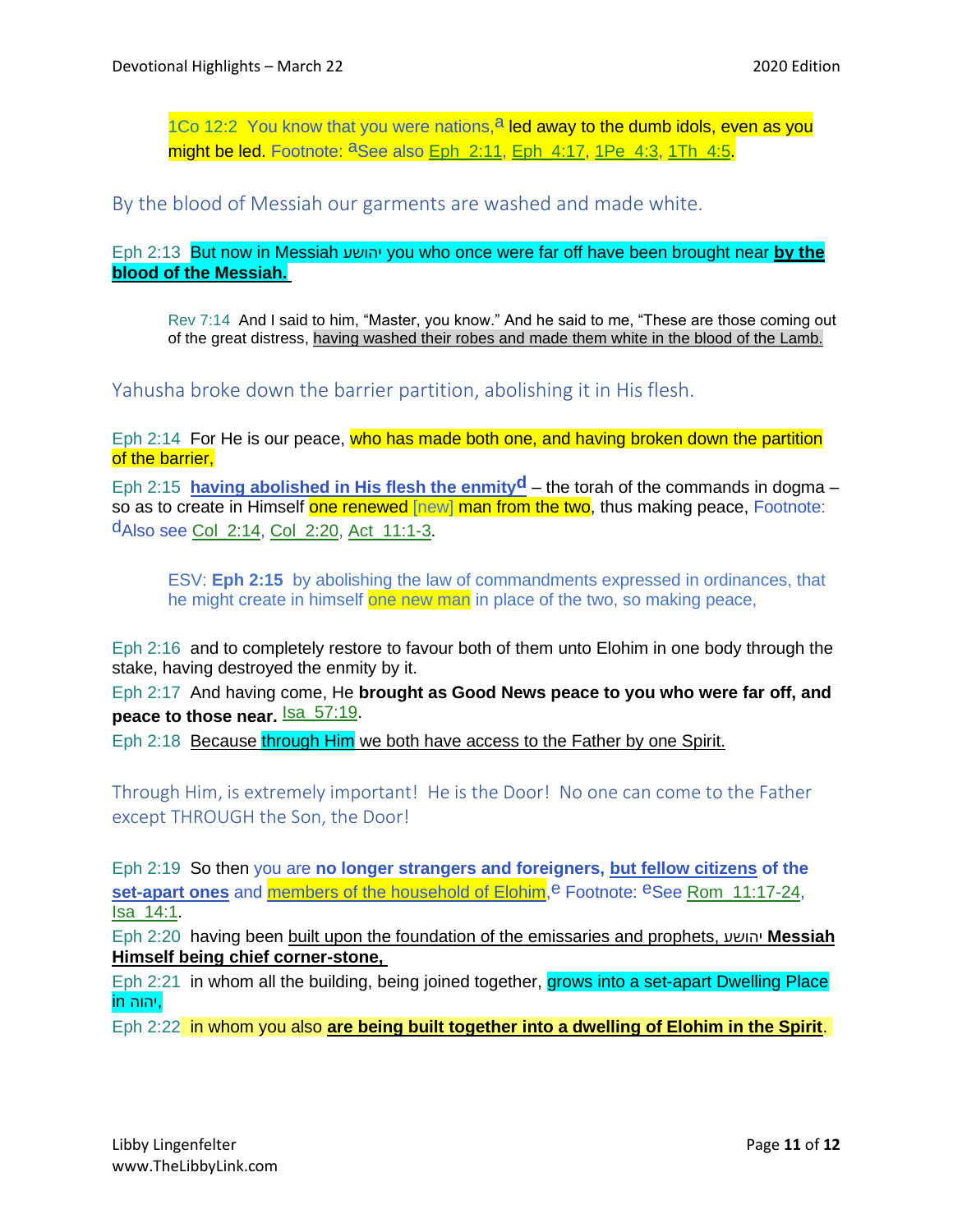1Co 12:2 You know that you were nations,[a] led away to the dumb idols, even as you might be led. Footnote: [a]See also Eph 2:11, Eph 4:17, 1Pe 4:3, 1Th 4:5.

By the blood of Messiah our garments are washed and made white.

Eph 2:13 But now in Messiah יהושע you who once were far off have been brought near **by the blood of the Messiah.**

> Rev 7:14 And I said to him, "Master, you know." And he said to me, "These are those coming out of the great distress, having washed their robes and made them white in the blood of the Lamb.

Yahusha broke down the barrier partition, abolishing it in His flesh.

Eph 2:14 For He is our peace, who has made both one, and having broken down the partition of the barrier,

Eph 2:15 **having abolished in His flesh the enmity**[d] – the torah of the commands in dogma – so as to create in Himself one renewed [new] man from the two, thus making peace, Footnote: [d]Also see Col 2:14, Col 2:20, Act 11:1-3.

> ESV: **Eph 2:15** by abolishing the law of commandments expressed in ordinances, that he might create in himself one new man in place of the two, so making peace,

Eph 2:16 and to completely restore to favour both of them unto Elohim in one body through the stake, having destroyed the enmity by it.

Eph 2:17 And having come, He **brought as Good News peace to you who were far off, and peace to those near.** Isa 57:19.

Eph 2:18 Because through Him we both have access to the Father by one Spirit.

Through Him, is extremely important! He is the Door! No one can come to the Father except THROUGH the Son, the Door!

Eph 2:19 So then you are **no longer strangers and foreigners, but fellow citizens of the set-apart ones** and members of the household of Elohim,[e] Footnote: [e]See Rom 11:17-24, Isa 14:1.

Eph 2:20 having been built upon the foundation of the emissaries and prophets, יהושע **Messiah Himself being chief corner-stone,**

Eph 2:21 in whom all the building, being joined together, grows into a set-apart Dwelling Place in יהוה,

Eph 2:22 in whom you also **are being built together into a dwelling of Elohim in the Spirit**.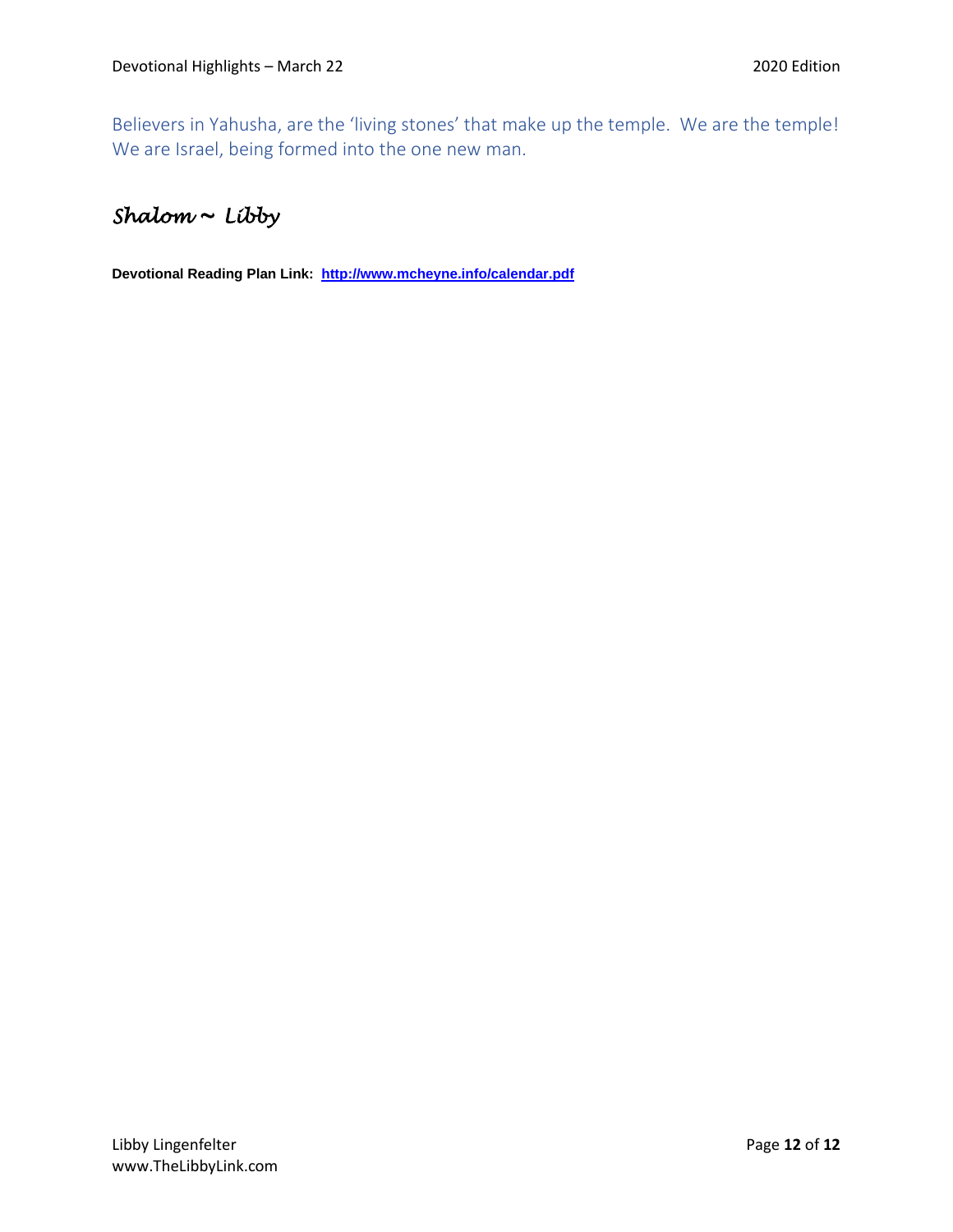Believers in Yahusha, are the 'living stones' that make up the temple. We are the temple! We are Israel, being formed into the one new man.

*Shalom ~ Libby*

**Devotional Reading Plan Link: [http://www.mcheyne.info/calendar.pdf](http://www.mcheyne.info/calendar.pdf)**